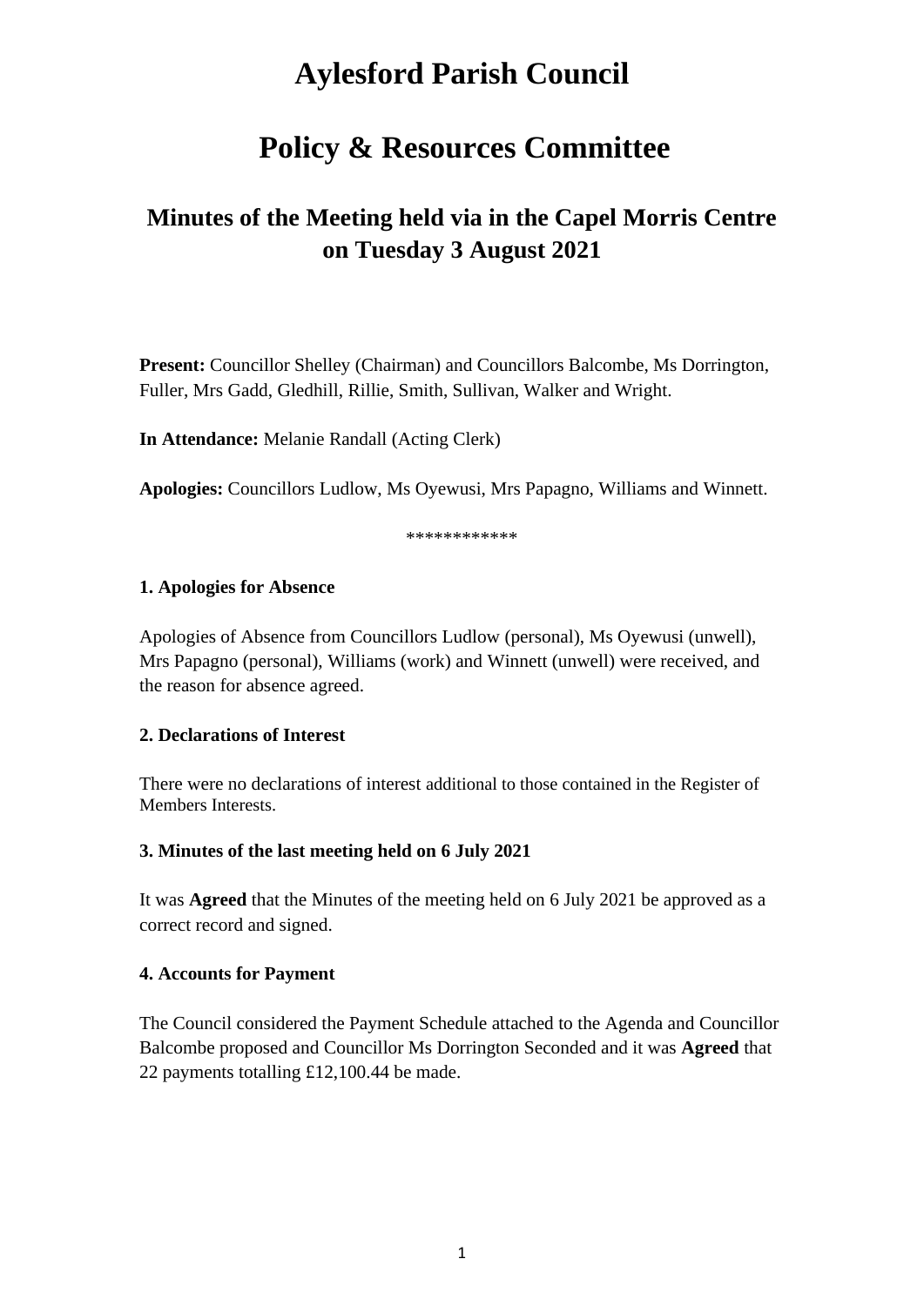# Aylesford Parish Council

# Policy & Resources Committee

## Minutes of the Meeting held via in the Capel Morris Centre on Tuesday 3 August 2021

**Present:** Councillor Shelley (Chairman) and Councillors Balcombe, Ms Dorrington, Fuller, Mrs Gadd, Gledhill, Rillie, Smith, Sullivan, Walker and Wright.

**In Attendance:** Melanie Randall (Acting Clerk)

**Apologies:** Councillors Ludlow, Ms Oyewusi, Mrs Papagno, Williams and Winnett.

************

**1. Apologies for Absence**

Apologies of Absence from Councillors Ludlow (personal), Ms Oyewusi (unwell), Mrs Papagno (personal), Williams (work) and Winnett (unwell) were received, and the reason for absence agreed.

**2. Declarations of Interest**

There were no declarations of interest additional to those contained in the Register of Members Interests.

**3. Minutes of the last meeting held on 6 July 2021**

It was **Agreed** that the Minutes of the meeting held on 6 July 2021 be approved as a correct record and signed.

**4. Accounts for Payment**

The Council considered the Payment Schedule attached to the Agenda and Councillor Balcombe proposed and Councillor Ms Dorrington Seconded and it was **Agreed** that 22 payments totalling £12,100.44 be made.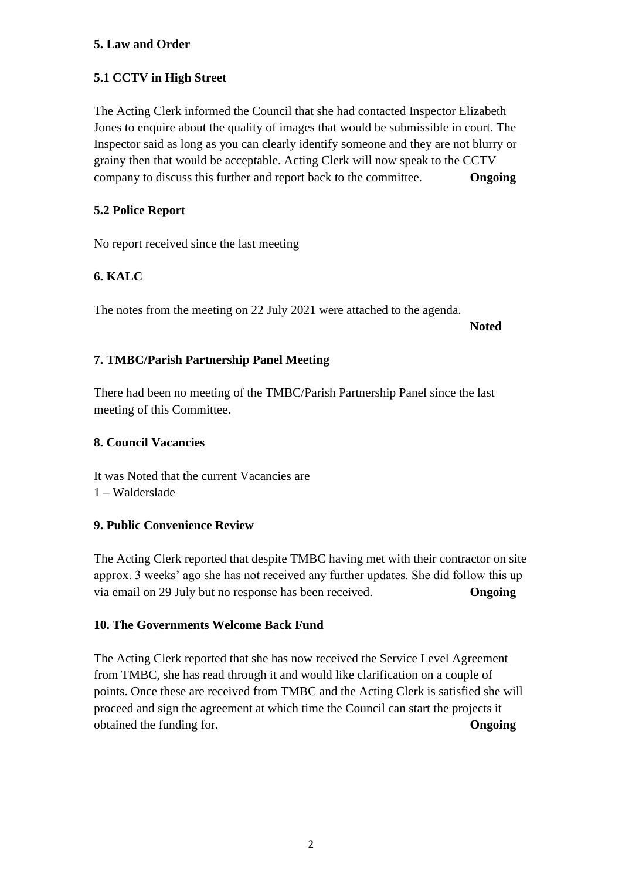**5. Law and Order**

**5.1 CCTV in High Street**

The Acting Clerk informed the Council that she had contacted Inspector Elizabeth Jones to enquire about the quality of images that would be submissible in court. The Inspector said as long as you can clearly identify someone and they are not blurry or grainy then that would be acceptable. Acting Clerk will now speak to the CCTV company to discuss this further and report back to the committee. **Ongoing**

**5.2 Police Report**

No report received since the last meeting

**6. KALC**

The notes from the meeting on 22 July 2021 were attached to the agenda.

**Noted**

**7. TMBC/Parish Partnership Panel Meeting**

There had been no meeting of the TMBC/Parish Partnership Panel since the last meeting of this Committee.

**8. Council Vacancies**

It was Noted that the current Vacancies are
1 – Walderslade

**9. Public Convenience Review**

The Acting Clerk reported that despite TMBC having met with their contractor on site approx. 3 weeks' ago she has not received any further updates. She did follow this up via email on 29 July but no response has been received. **Ongoing**

**10. The Governments Welcome Back Fund**

The Acting Clerk reported that she has now received the Service Level Agreement from TMBC, she has read through it and would like clarification on a couple of points. Once these are received from TMBC and the Acting Clerk is satisfied she will proceed and sign the agreement at which time the Council can start the projects it obtained the funding for. **Ongoing**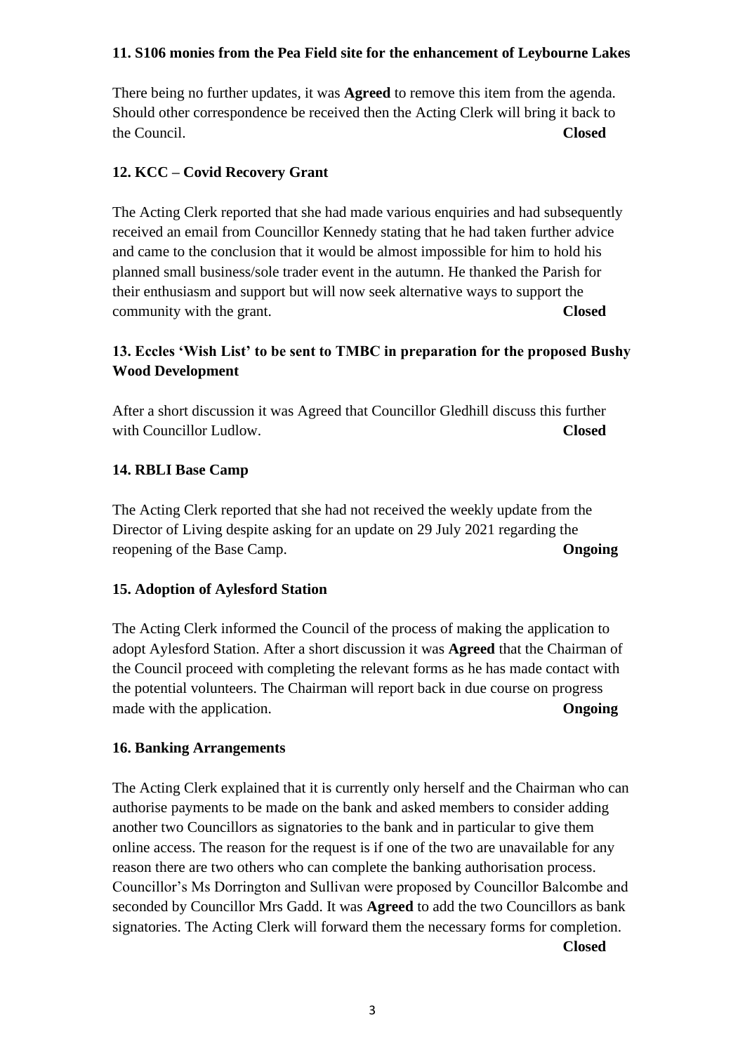**11. S106 monies from the Pea Field site for the enhancement of Leybourne Lakes**

There being no further updates, it was **Agreed** to remove this item from the agenda. Should other correspondence be received then the Acting Clerk will bring it back to the Council. **Closed**

**12. KCC – Covid Recovery Grant**

The Acting Clerk reported that she had made various enquiries and had subsequently received an email from Councillor Kennedy stating that he had taken further advice and came to the conclusion that it would be almost impossible for him to hold his planned small business/sole trader event in the autumn. He thanked the Parish for their enthusiasm and support but will now seek alternative ways to support the community with the grant. **Closed**

**13. Eccles 'Wish List' to be sent to TMBC in preparation for the proposed Bushy Wood Development**

After a short discussion it was Agreed that Councillor Gledhill discuss this further with Councillor Ludlow. **Closed**

**14. RBLI Base Camp**

The Acting Clerk reported that she had not received the weekly update from the Director of Living despite asking for an update on 29 July 2021 regarding the reopening of the Base Camp. **Ongoing**

**15. Adoption of Aylesford Station**

The Acting Clerk informed the Council of the process of making the application to adopt Aylesford Station. After a short discussion it was **Agreed** that the Chairman of the Council proceed with completing the relevant forms as he has made contact with the potential volunteers. The Chairman will report back in due course on progress made with the application. **Ongoing**

**16. Banking Arrangements**

The Acting Clerk explained that it is currently only herself and the Chairman who can authorise payments to be made on the bank and asked members to consider adding another two Councillors as signatories to the bank and in particular to give them online access. The reason for the request is if one of the two are unavailable for any reason there are two others who can complete the banking authorisation process. Councillor's Ms Dorrington and Sullivan were proposed by Councillor Balcombe and seconded by Councillor Mrs Gadd. It was **Agreed** to add the two Councillors as bank signatories. The Acting Clerk will forward them the necessary forms for completion. **Closed**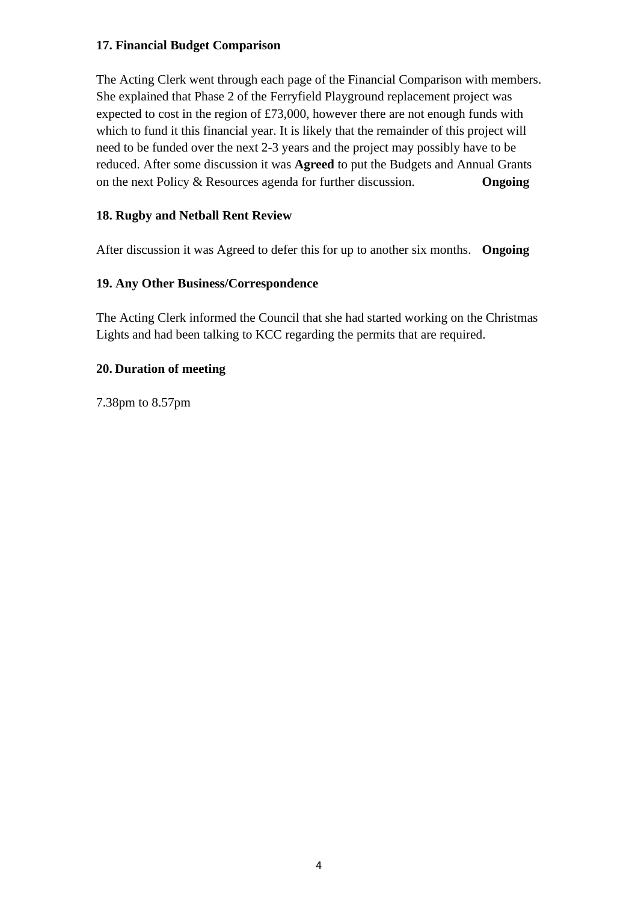### 17. Financial Budget Comparison

The Acting Clerk went through each page of the Financial Comparison with members. She explained that Phase 2 of the Ferryfield Playground replacement project was expected to cost in the region of £73,000, however there are not enough funds with which to fund it this financial year. It is likely that the remainder of this project will need to be funded over the next 2-3 years and the project may possibly have to be reduced. After some discussion it was **Agreed** to put the Budgets and Annual Grants on the next Policy & Resources agenda for further discussion. **Ongoing**

### 18. Rugby and Netball Rent Review

After discussion it was Agreed to defer this for up to another six months. **Ongoing**

### 19. Any Other Business/Correspondence

The Acting Clerk informed the Council that she had started working on the Christmas Lights and had been talking to KCC regarding the permits that are required.

### 20. Duration of meeting

7.38pm to 8.57pm